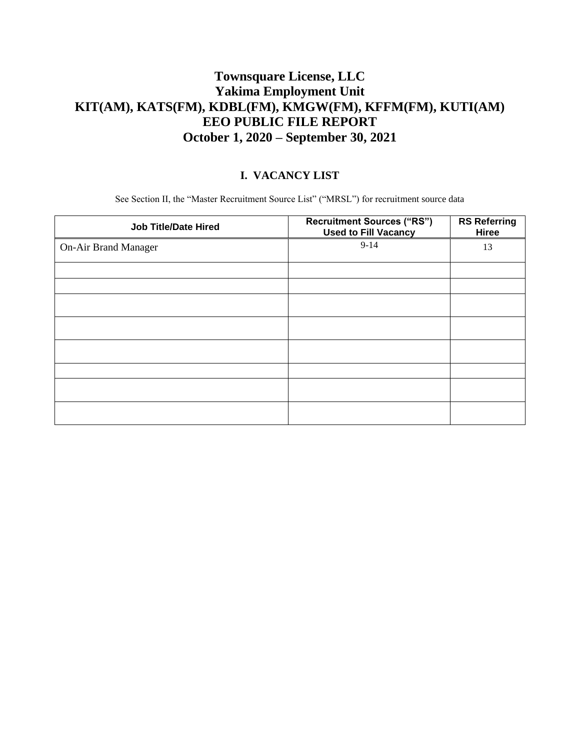# Townsquare License, LLC
# Yakima Employment Unit
# KIT(AM), KATS(FM), KDBL(FM), KMGW(FM), KFFM(FM), KUTI(AM)
# EEO PUBLIC FILE REPORT
# October 1, 2020 – September 30, 2021

## I. VACANCY LIST

See Section II, the "Master Recruitment Source List" ("MRSL") for recruitment source data

| Job Title/Date Hired | Recruitment Sources ("RS") Used to Fill Vacancy | RS Referring Hiree |
|---|---|---|
| On-Air Brand Manager | 9-14 | 13 |
| | | |
| | | |
| | | |
| | | |
| | | |
| | | |
| | | |
| | | |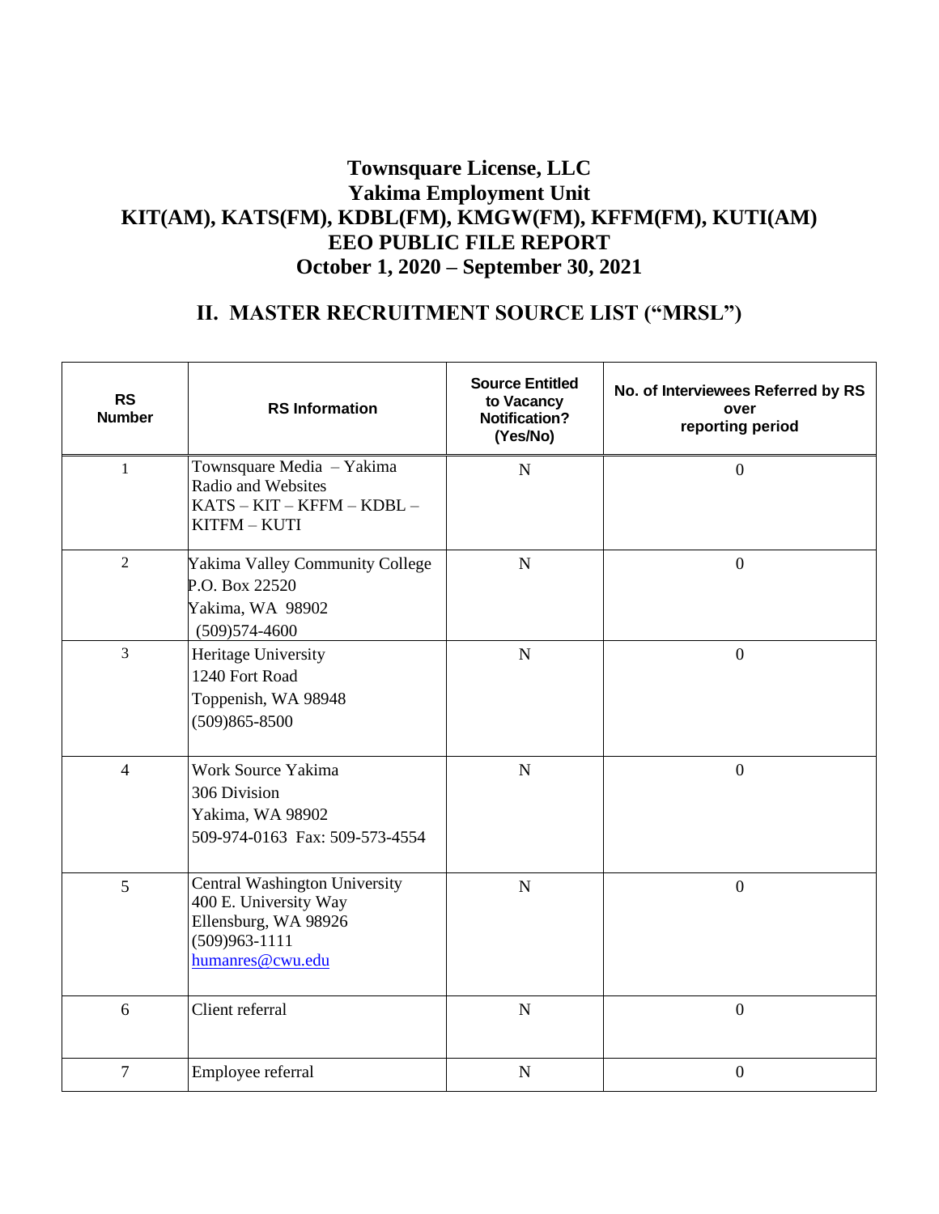# Townsquare License, LLC
# Yakima Employment Unit
# KIT(AM), KATS(FM), KDBL(FM), KMGW(FM), KFFM(FM), KUTI(AM)
# EEO PUBLIC FILE REPORT
# October 1, 2020 – September 30, 2021

## II. MASTER RECRUITMENT SOURCE LIST ("MRSL")

| RS Number | RS Information | Source Entitled to Vacancy Notification? (Yes/No) | No. of Interviewees Referred by RS over reporting period |
|---|---|---|---|
| 1 | Townsquare Media – Yakima Radio and Websites<br>KATS – KIT – KFFM – KDBL – KITFM – KUTI | N | 0 |
| 2 | Yakima Valley Community College<br>P.O. Box 22520<br>Yakima, WA 98902<br>(509)574-4600 | N | 0 |
| 3 | Heritage University<br>1240 Fort Road<br>Toppenish, WA 98948<br>(509)865-8500 | N | 0 |
| 4 | Work Source Yakima<br>306 Division<br>Yakima, WA 98902<br>509-974-0163 Fax: 509-573-4554 | N | 0 |
| 5 | Central Washington University<br>400 E. University Way<br>Ellensburg, WA 98926<br>(509)963-1111<br>humanres@cwu.edu | N | 0 |
| 6 | Client referral | N | 0 |
| 7 | Employee referral | N | 0 |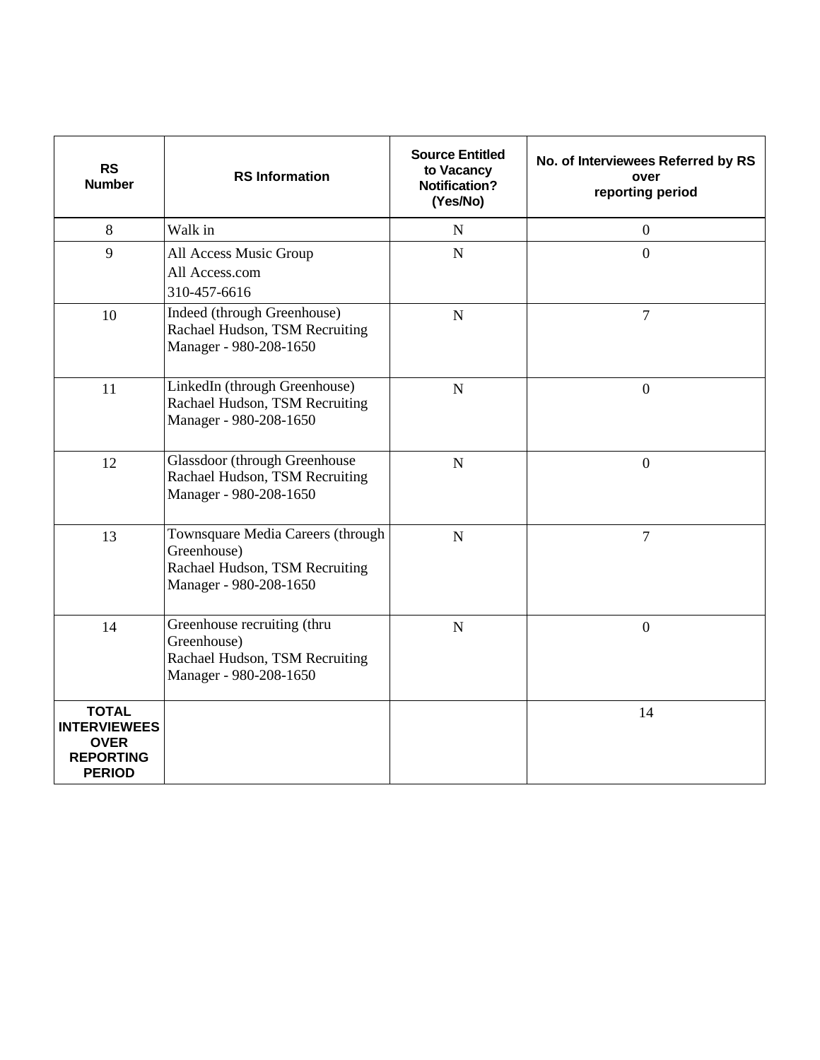| RS Number | RS Information | Source Entitled to Vacancy Notification? (Yes/No) | No. of Interviewees Referred by RS over reporting period |
|---|---|---|---|
| 8 | Walk in | N | 0 |
| 9 | All Access Music Group<br>All Access.com<br>310-457-6616 | N | 0 |
| 10 | Indeed (through Greenhouse)<br>Rachael Hudson, TSM Recruiting Manager - 980-208-1650 | N | 7 |
| 11 | LinkedIn (through Greenhouse)<br>Rachael Hudson, TSM Recruiting Manager - 980-208-1650 | N | 0 |
| 12 | Glassdoor (through Greenhouse<br>Rachael Hudson, TSM Recruiting Manager - 980-208-1650 | N | 0 |
| 13 | Townsquare Media Careers (through Greenhouse)<br>Rachael Hudson, TSM Recruiting Manager - 980-208-1650 | N | 7 |
| 14 | Greenhouse recruiting (thru Greenhouse)<br>Rachael Hudson, TSM Recruiting Manager - 980-208-1650 | N | 0 |
| **TOTAL INTERVIEWEES OVER REPORTING PERIOD** | | | 14 |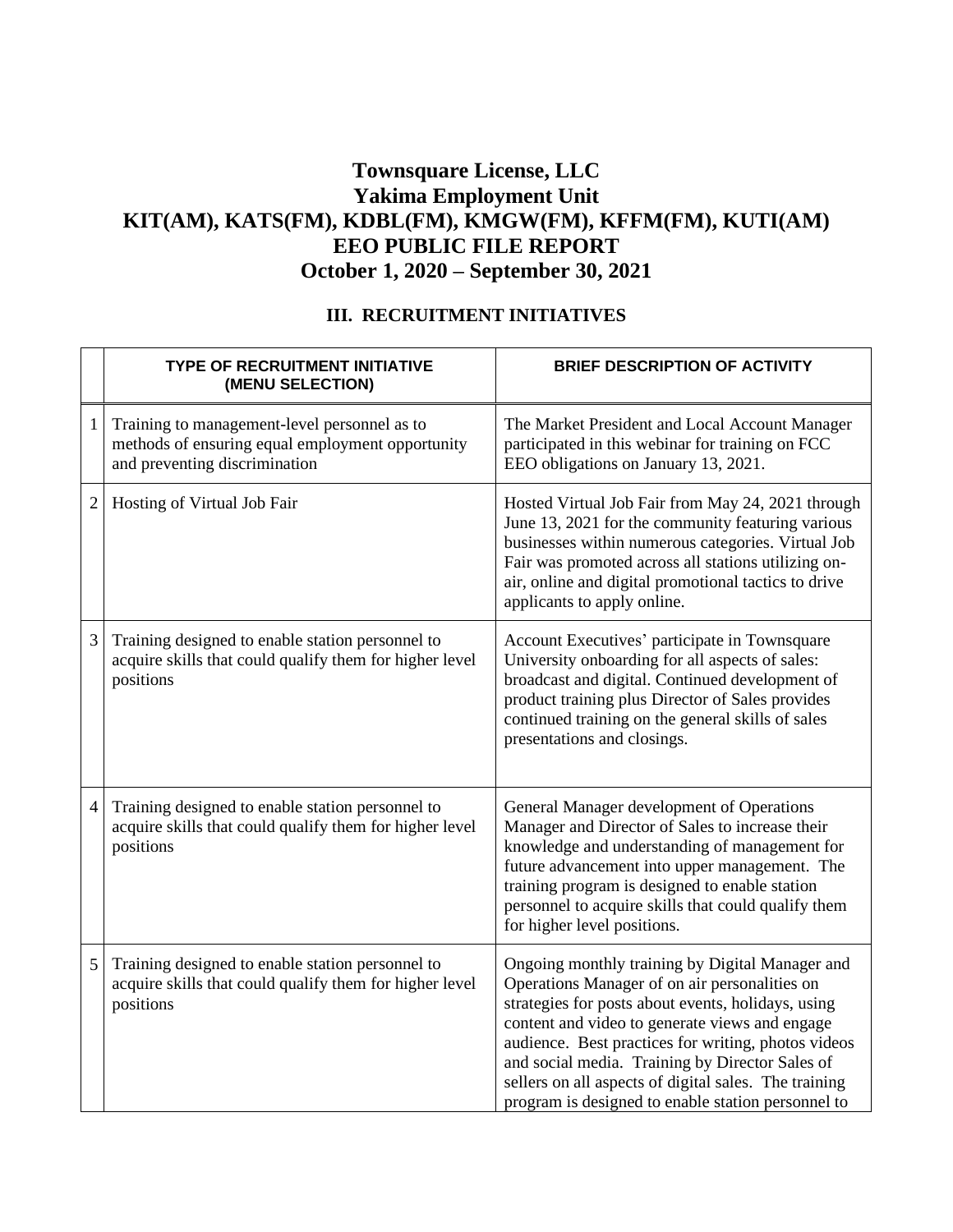# Townsquare License, LLC
# Yakima Employment Unit
# KIT(AM), KATS(FM), KDBL(FM), KMGW(FM), KFFM(FM), KUTI(AM)
# EEO PUBLIC FILE REPORT
# October 1, 2020 – September 30, 2021

## III. RECRUITMENT INITIATIVES

| | TYPE OF RECRUITMENT INITIATIVE (MENU SELECTION) | BRIEF DESCRIPTION OF ACTIVITY |
|---|---|---|
| 1 | Training to management-level personnel as to methods of ensuring equal employment opportunity and preventing discrimination | The Market President and Local Account Manager participated in this webinar for training on FCC EEO obligations on January 13, 2021. |
| 2 | Hosting of Virtual Job Fair | Hosted Virtual Job Fair from May 24, 2021 through June 13, 2021 for the community featuring various businesses within numerous categories. Virtual Job Fair was promoted across all stations utilizing on-air, online and digital promotional tactics to drive applicants to apply online. |
| 3 | Training designed to enable station personnel to acquire skills that could qualify them for higher level positions | Account Executives' participate in Townsquare University onboarding for all aspects of sales: broadcast and digital. Continued development of product training plus Director of Sales provides continued training on the general skills of sales presentations and closings. |
| 4 | Training designed to enable station personnel to acquire skills that could qualify them for higher level positions | General Manager development of Operations Manager and Director of Sales to increase their knowledge and understanding of management for future advancement into upper management. The training program is designed to enable station personnel to acquire skills that could qualify them for higher level positions. |
| 5 | Training designed to enable station personnel to acquire skills that could qualify them for higher level positions | Ongoing monthly training by Digital Manager and Operations Manager of on air personalities on strategies for posts about events, holidays, using content and video to generate views and engage audience. Best practices for writing, photos videos and social media. Training by Director Sales of sellers on all aspects of digital sales. The training program is designed to enable station personnel to |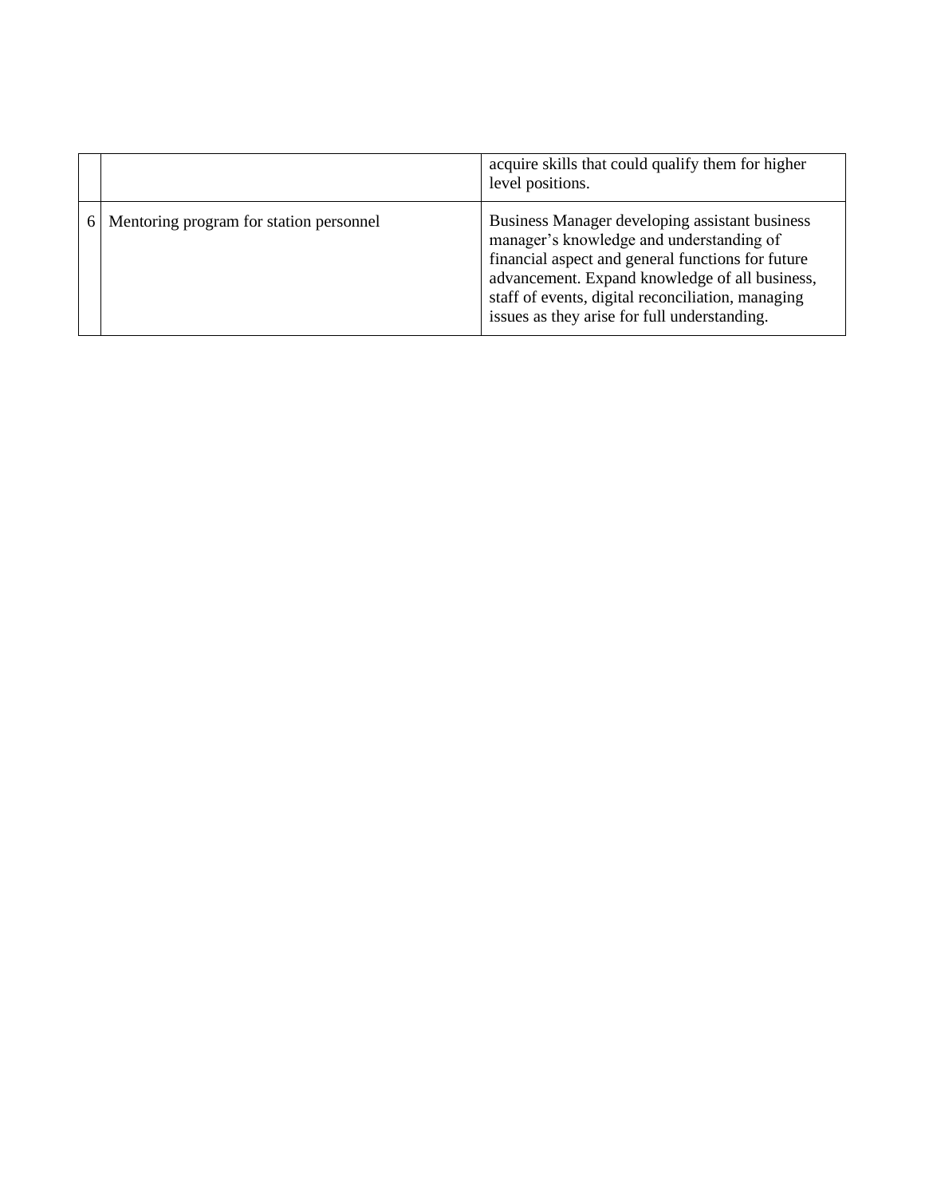| | | |
|---|---|---|
| | | acquire skills that could qualify them for higher level positions. |
| 6 | Mentoring program for station personnel | Business Manager developing assistant business manager's knowledge and understanding of financial aspect and general functions for future advancement. Expand knowledge of all business, staff of events, digital reconciliation, managing issues as they arise for full understanding. |